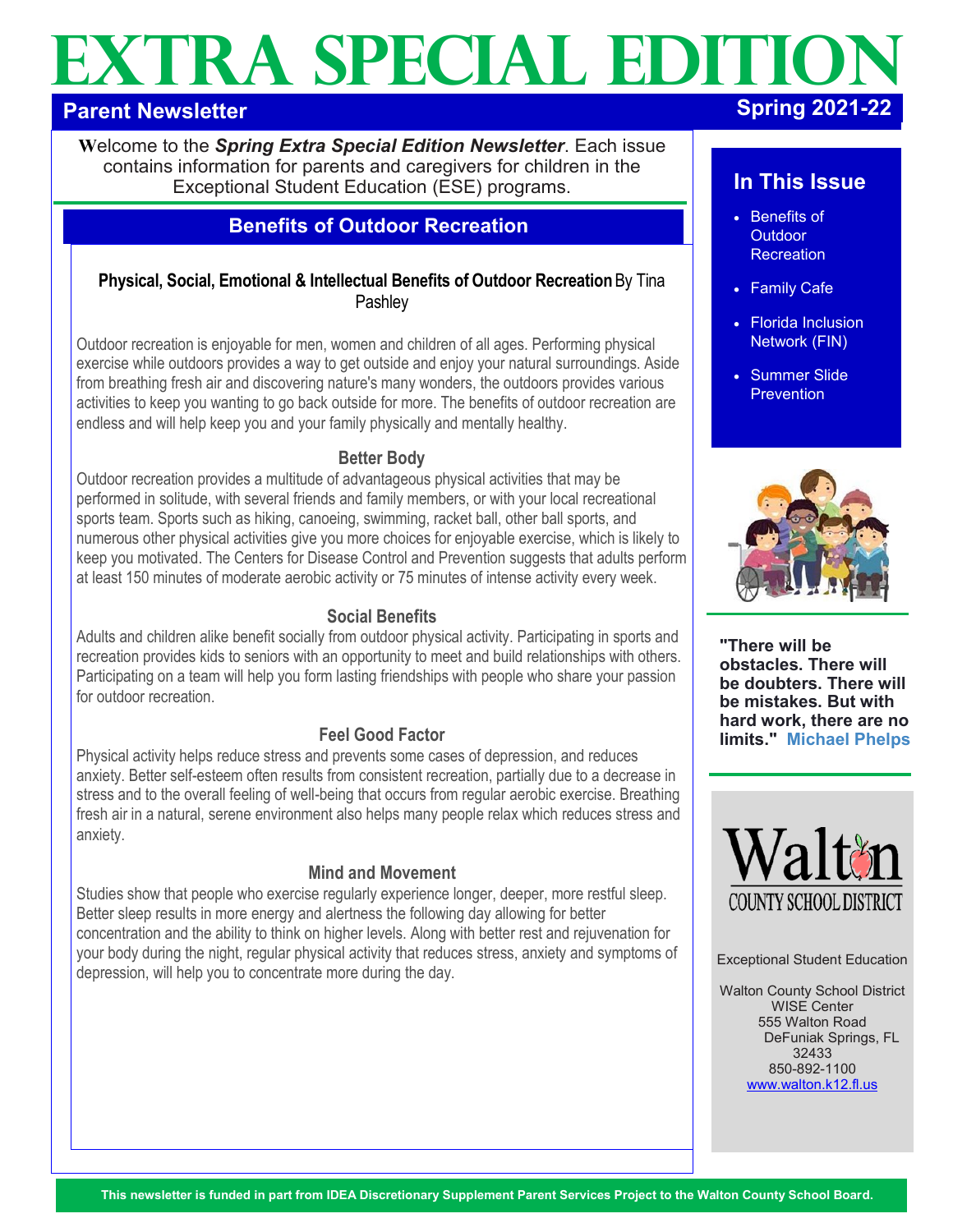# EXTRA SPECIAL EDITION

**Parent Newsletter** — **Spring 2021-22**

Welcome to the ***Spring Extra Special Edition Newsletter***. Each issue contains information for parents and caregivers for children in the Exceptional Student Education (ESE) programs.

## Benefits of Outdoor Recreation

**Physical, Social, Emotional & Intellectual Benefits of Outdoor Recreation** By Tina Pashley

Outdoor recreation is enjoyable for men, women and children of all ages. Performing physical exercise while outdoors provides a way to get outside and enjoy your natural surroundings. Aside from breathing fresh air and discovering nature's many wonders, the outdoors provides various activities to keep you wanting to go back outside for more. The benefits of outdoor recreation are endless and will help keep you and your family physically and mentally healthy.

### Better Body

Outdoor recreation provides a multitude of advantageous physical activities that may be performed in solitude, with several friends and family members, or with your local recreational sports team. Sports such as hiking, canoeing, swimming, racket ball, other ball sports, and numerous other physical activities give you more choices for enjoyable exercise, which is likely to keep you motivated. The Centers for Disease Control and Prevention suggests that adults perform at least 150 minutes of moderate aerobic activity or 75 minutes of intense activity every week.

### Social Benefits

Adults and children alike benefit socially from outdoor physical activity. Participating in sports and recreation provides kids to seniors with an opportunity to meet and build relationships with others. Participating on a team will help you form lasting friendships with people who share your passion for outdoor recreation.

### Feel Good Factor

Physical activity helps reduce stress and prevents some cases of depression, and reduces anxiety. Better self-esteem often results from consistent recreation, partially due to a decrease in stress and to the overall feeling of well-being that occurs from regular aerobic exercise. Breathing fresh air in a natural, serene environment also helps many people relax which reduces stress and anxiety.

### Mind and Movement

Studies show that people who exercise regularly experience longer, deeper, more restful sleep. Better sleep results in more energy and alertness the following day allowing for better concentration and the ability to think on higher levels. Along with better rest and rejuvenation for your body during the night, regular physical activity that reduces stress, anxiety and symptoms of depression, will help you to concentrate more during the day.

## In This Issue

- Benefits of Outdoor Recreation
- Family Cafe
- Florida Inclusion Network (FIN)
- Summer Slide Prevention

**"There will be obstacles. There will be doubters. There will be mistakes. But with hard work, there are no limits."** **Michael Phelps**

Walton County School District

Exceptional Student Education

Walton County School District
WISE Center
555 Walton Road
DeFuniak Springs, FL 32433
850-892-1100
www.walton.k12.fl.us

**This newsletter is funded in part from IDEA Discretionary Supplement Parent Services Project to the Walton County School Board.**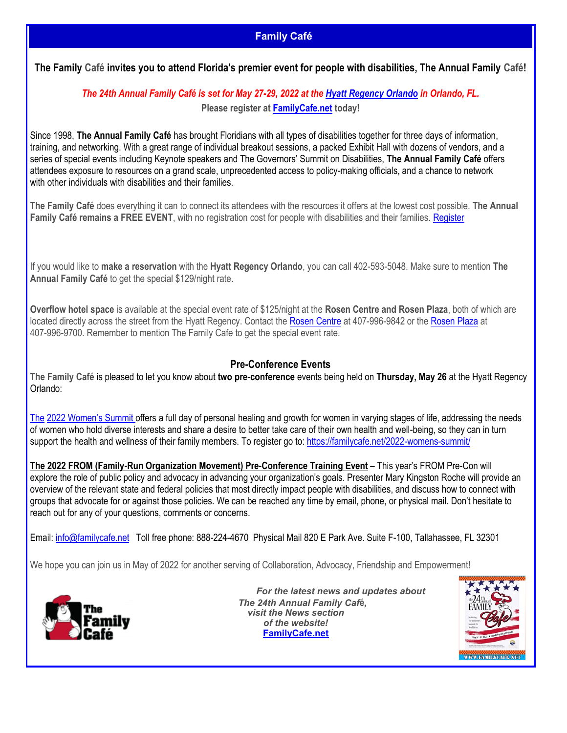## Family Café

**The Family Café invites you to attend Florida's premier event for people with disabilities, The Annual Family Café!**

***The 24th Annual Family Café is set for May 27-29, 2022 at the Hyatt Regency Orlando in Orlando, FL.***

**Please register at FamilyCafe.net today!**

Since 1998, **The Annual Family Café** has brought Floridians with all types of disabilities together for three days of information, training, and networking. With a great range of individual breakout sessions, a packed Exhibit Hall with dozens of vendors, and a series of special events including Keynote speakers and The Governors' Summit on Disabilities, **The Annual Family Café** offers attendees exposure to resources on a grand scale, unprecedented access to policy-making officials, and a chance to network with other individuals with disabilities and their families.

**The Family Café** does everything it can to connect its attendees with the resources it offers at the lowest cost possible. **The Annual Family Café remains a FREE EVENT**, with no registration cost for people with disabilities and their families. Register

If you would like to **make a reservation** with the **Hyatt Regency Orlando**, you can call 402-593-5048. Make sure to mention **The Annual Family Café** to get the special $129/night rate.

**Overflow hotel space** is available at the special event rate of $125/night at the **Rosen Centre and Rosen Plaza**, both of which are located directly across the street from the Hyatt Regency. Contact the Rosen Centre at 407-996-9842 or the Rosen Plaza at 407-996-9700. Remember to mention The Family Cafe to get the special event rate.

### Pre-Conference Events

**The Family Café** is pleased to let you know about **two pre-conference** events being held on **Thursday, May 26** at the Hyatt Regency Orlando:

The 2022 Women's Summit offers a full day of personal healing and growth for women in varying stages of life, addressing the needs of women who hold diverse interests and share a desire to better take care of their own health and well-being, so they can in turn support the health and wellness of their family members. To register go to: https://familycafe.net/2022-womens-summit/

**The 2022 FROM (Family-Run Organization Movement) Pre-Conference Training Event** – This year's FROM Pre-Con will explore the role of public policy and advocacy in advancing your organization's goals. Presenter Mary Kingston Roche will provide an overview of the relevant state and federal policies that most directly impact people with disabilities, and discuss how to connect with groups that advocate for or against those policies. We can be reached any time by email, phone, or physical mail. Don't hesitate to reach out for any of your questions, comments or concerns.

Email: info@familycafe.net Toll free phone: 888-224-4670 Physical Mail 820 E Park Ave. Suite F-100, Tallahassee, FL 32301

We hope you can join us in May of 2022 for another serving of Collaboration, Advocacy, Friendship and Empowerment!

***For the latest news and updates about The 24th Annual Family Café, visit the News section of the website!***

**FamilyCafe.net**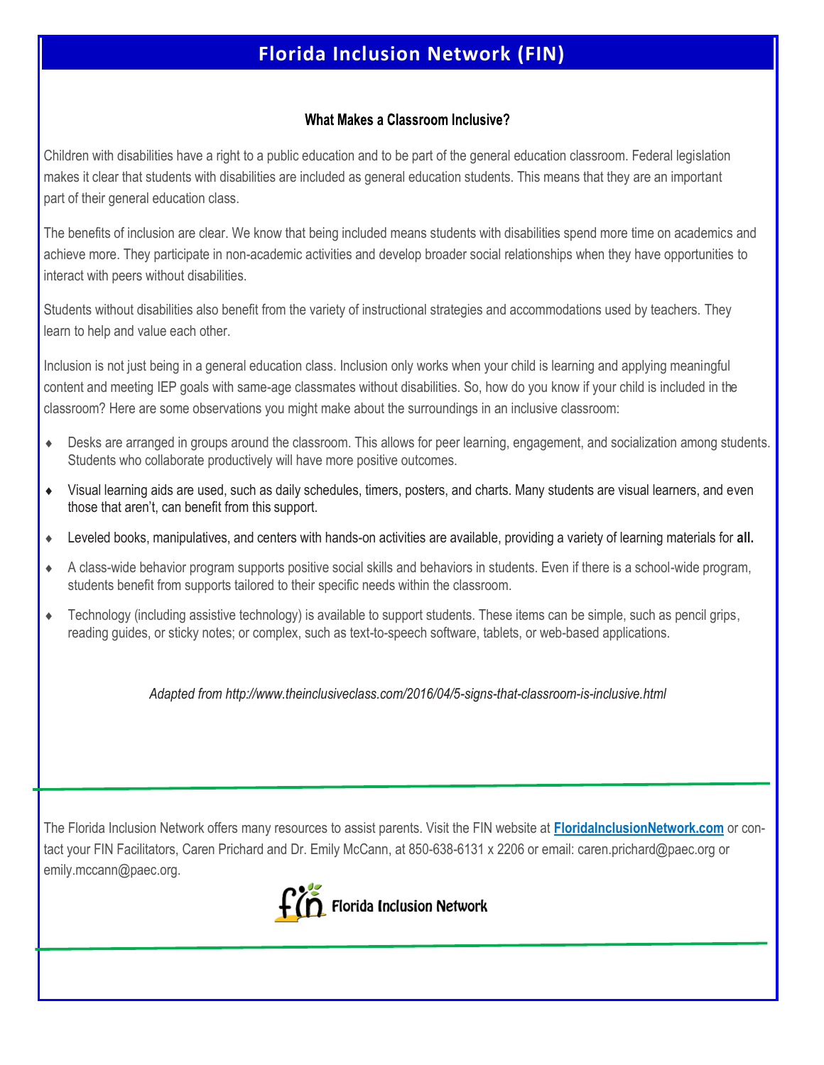# Florida Inclusion Network (FIN)

### What Makes a Classroom Inclusive?

Children with disabilities have a right to a public education and to be part of the general education classroom. Federal legislation makes it clear that students with disabilities are included as general education students. This means that they are an important part of their general education class.

The benefits of inclusion are clear. We know that being included means students with disabilities spend more time on academics and achieve more. They participate in non-academic activities and develop broader social relationships when they have opportunities to interact with peers without disabilities.

Students without disabilities also benefit from the variety of instructional strategies and accommodations used by teachers. They learn to help and value each other.

Inclusion is not just being in a general education class. Inclusion only works when your child is learning and applying meaningful content and meeting IEP goals with same-age classmates without disabilities. So, how do you know if your child is included in the classroom? Here are some observations you might make about the surroundings in an inclusive classroom:

- Desks are arranged in groups around the classroom. This allows for peer learning, engagement, and socialization among students. Students who collaborate productively will have more positive outcomes.
- Visual learning aids are used, such as daily schedules, timers, posters, and charts. Many students are visual learners, and even those that aren't, can benefit from this support.
- Leveled books, manipulatives, and centers with hands-on activities are available, providing a variety of learning materials for **all.**
- A class-wide behavior program supports positive social skills and behaviors in students. Even if there is a school-wide program, students benefit from supports tailored to their specific needs within the classroom.
- Technology (including assistive technology) is available to support students. These items can be simple, such as pencil grips, reading guides, or sticky notes; or complex, such as text-to-speech software, tablets, or web-based applications.

*Adapted from http://www.theinclusiveclass.com/2016/04/5-signs-that-classroom-is-inclusive.html*

---

The Florida Inclusion Network offers many resources to assist parents. Visit the FIN website at **FloridaInclusionNetwork.com** or contact your FIN Facilitators, Caren Prichard and Dr. Emily McCann, at 850-638-6131 x 2206 or email: caren.prichard@paec.org or emily.mccann@paec.org.

Florida Inclusion Network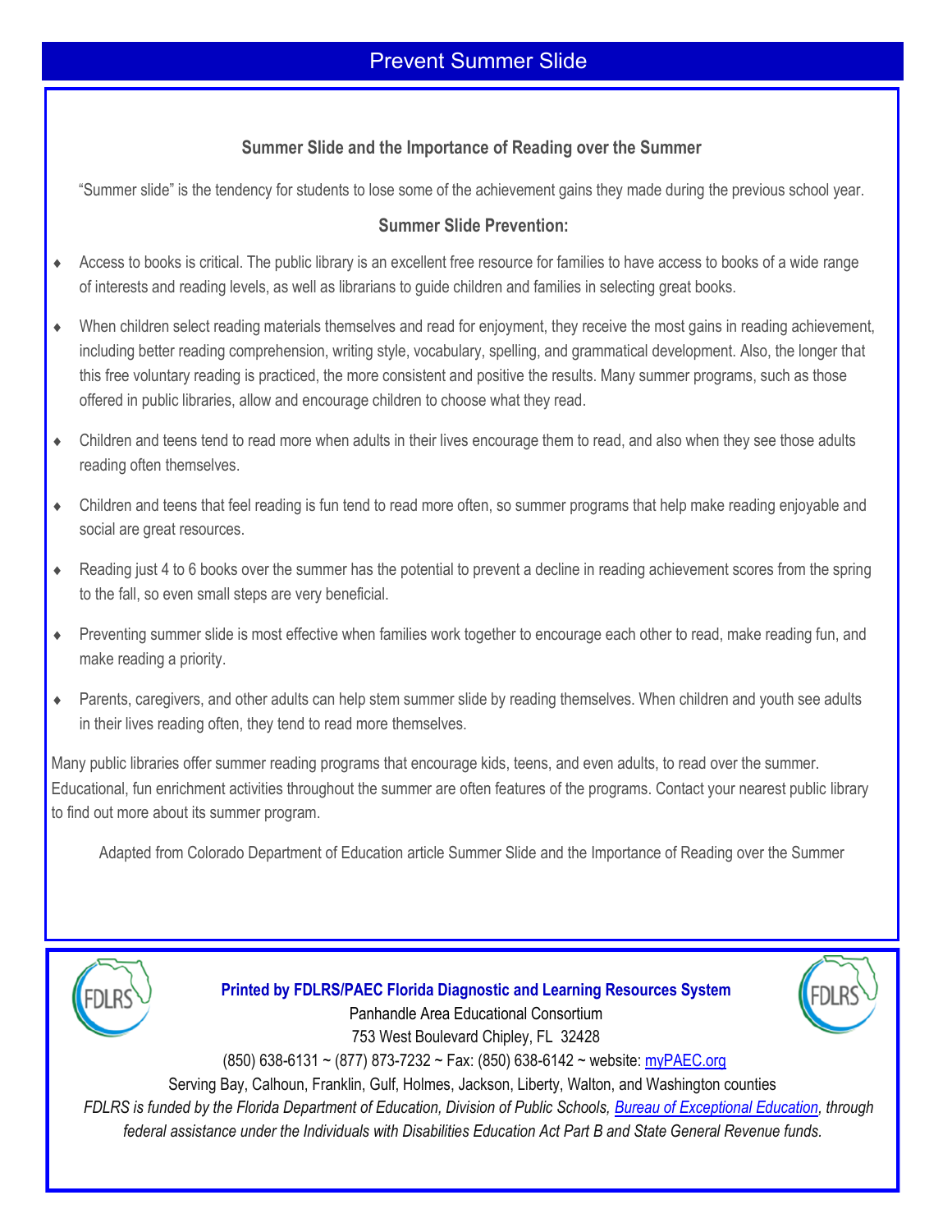# Prevent Summer Slide

### Summer Slide and the Importance of Reading over the Summer

"Summer slide" is the tendency for students to lose some of the achievement gains they made during the previous school year.

### Summer Slide Prevention:

- Access to books is critical. The public library is an excellent free resource for families to have access to books of a wide range of interests and reading levels, as well as librarians to guide children and families in selecting great books.
- When children select reading materials themselves and read for enjoyment, they receive the most gains in reading achievement, including better reading comprehension, writing style, vocabulary, spelling, and grammatical development. Also, the longer that this free voluntary reading is practiced, the more consistent and positive the results. Many summer programs, such as those offered in public libraries, allow and encourage children to choose what they read.
- Children and teens tend to read more when adults in their lives encourage them to read, and also when they see those adults reading often themselves.
- Children and teens that feel reading is fun tend to read more often, so summer programs that help make reading enjoyable and social are great resources.
- Reading just 4 to 6 books over the summer has the potential to prevent a decline in reading achievement scores from the spring to the fall, so even small steps are very beneficial.
- Preventing summer slide is most effective when families work together to encourage each other to read, make reading fun, and make reading a priority.
- Parents, caregivers, and other adults can help stem summer slide by reading themselves. When children and youth see adults in their lives reading often, they tend to read more themselves.

Many public libraries offer summer reading programs that encourage kids, teens, and even adults, to read over the summer. Educational, fun enrichment activities throughout the summer are often features of the programs. Contact your nearest public library to find out more about its summer program.

Adapted from Colorado Department of Education article Summer Slide and the Importance of Reading over the Summer

**Printed by FDLRS/PAEC Florida Diagnostic and Learning Resources System**
Panhandle Area Educational Consortium
753 West Boulevard Chipley, FL 32428
(850) 638-6131 ~ (877) 873-7232 ~ Fax: (850) 638-6142 ~ website: myPAEC.org
Serving Bay, Calhoun, Franklin, Gulf, Holmes, Jackson, Liberty, Walton, and Washington counties
*FDLRS is funded by the Florida Department of Education, Division of Public Schools, Bureau of Exceptional Education, through federal assistance under the Individuals with Disabilities Education Act Part B and State General Revenue funds.*